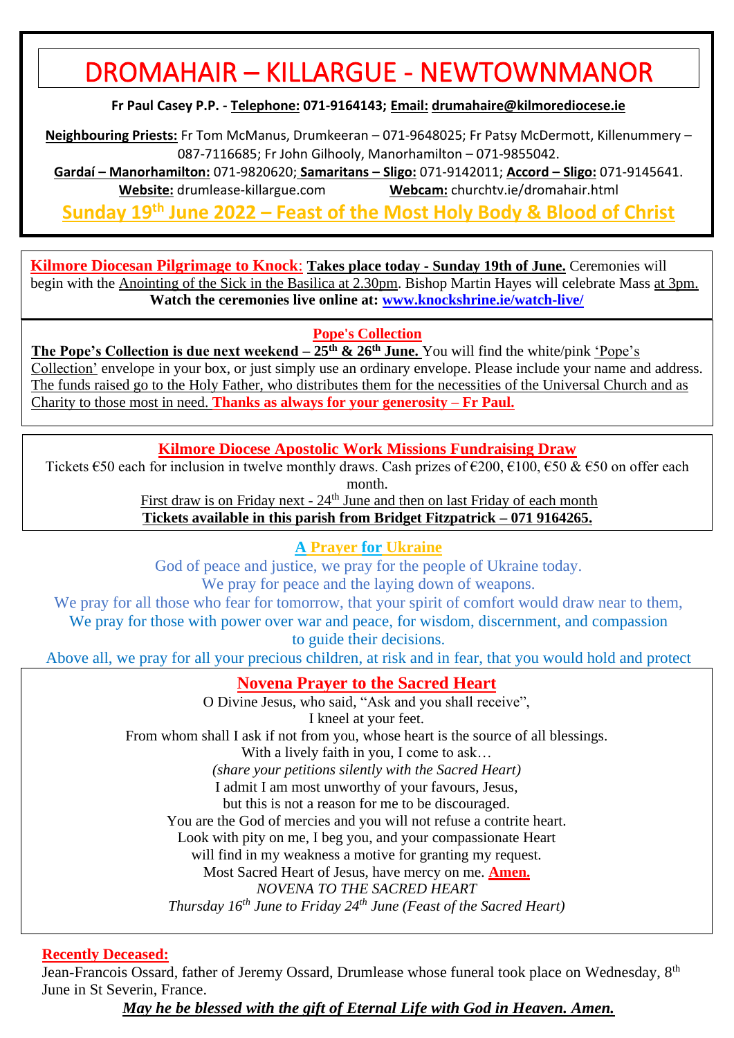# DROMAHAIR – KILLARGUE - NEWTOWNMANOR

**Fr Paul Casey P.P. - Telephone: 071-9164143; Email: drumahaire@kilmorediocese.ie**

**Neighbouring Priests:** Fr Tom McManus, Drumkeeran – 071-9648025; Fr Patsy McDermott, Killenummery – 087-7116685; Fr John Gilhooly, Manorhamilton – 071-9855042.

**Gardaí – Manorhamilton:** 071-9820620; **Samaritans – Sligo:** 071-9142011; **Accord – Sligo:** 071-9145641.

**Website:** drumlease-killargue.com **Webcam:** churchtv.ie/dromahair.html

## Sunday 19th June 2022 – Feast of the Most Holy Body & Blood of Christ

**Kilmore Diocesan Pilgrimage to Knock**: **Takes place today - Sunday 19th of June.** Ceremonies will begin with the Anointing of the Sick in the Basilica at 2.30pm. Bishop Martin Hayes will celebrate Mass at 3pm. **Watch the ceremonies live online at: www.knockshrine.ie/watch-live/**

### Pope's Collection

**The Pope's Collection is due next weekend – 25th & 26th June.** You will find the white/pink 'Pope's Collection' envelope in your box, or just simply use an ordinary envelope. Please include your name and address. The funds raised go to the Holy Father, who distributes them for the necessities of the Universal Church and as Charity to those most in need. **Thanks as always for your generosity – Fr Paul.**

### Kilmore Diocese Apostolic Work Missions Fundraising Draw

Tickets €50 each for inclusion in twelve monthly draws. Cash prizes of €200, €100, €50 & €50 on offer each month.

First draw is on Friday next - 24th June and then on last Friday of each month

**Tickets available in this parish from Bridget Fitzpatrick – 071 9164265.**

### A Prayer for Ukraine

God of peace and justice, we pray for the people of Ukraine today.
We pray for peace and the laying down of weapons.
We pray for all those who fear for tomorrow, that your spirit of comfort would draw near to them,
We pray for those with power over war and peace, for wisdom, discernment, and compassion to guide their decisions.
Above all, we pray for all your precious children, at risk and in fear, that you would hold and protect

### Novena Prayer to the Sacred Heart

O Divine Jesus, who said, "Ask and you shall receive",
I kneel at your feet.
From whom shall I ask if not from you, whose heart is the source of all blessings.
With a lively faith in you, I come to ask…
*(share your petitions silently with the Sacred Heart)*
I admit I am most unworthy of your favours, Jesus,
but this is not a reason for me to be discouraged.
You are the God of mercies and you will not refuse a contrite Heart.
Look with pity on me, I beg you, and your compassionate Heart
will find in my weakness a motive for granting my request.
Most Sacred Heart of Jesus, have mercy on me. **Amen.**

*NOVENA TO THE SACRED HEART*

*Thursday 16th June to Friday 24th June (Feast of the Sacred Heart)*

**Recently Deceased:**

Jean-Francois Ossard, father of Jeremy Ossard, Drumlease whose funeral took place on Wednesday, 8th June in St Severin, France.

***May he be blessed with the gift of Eternal Life with God in Heaven. Amen.***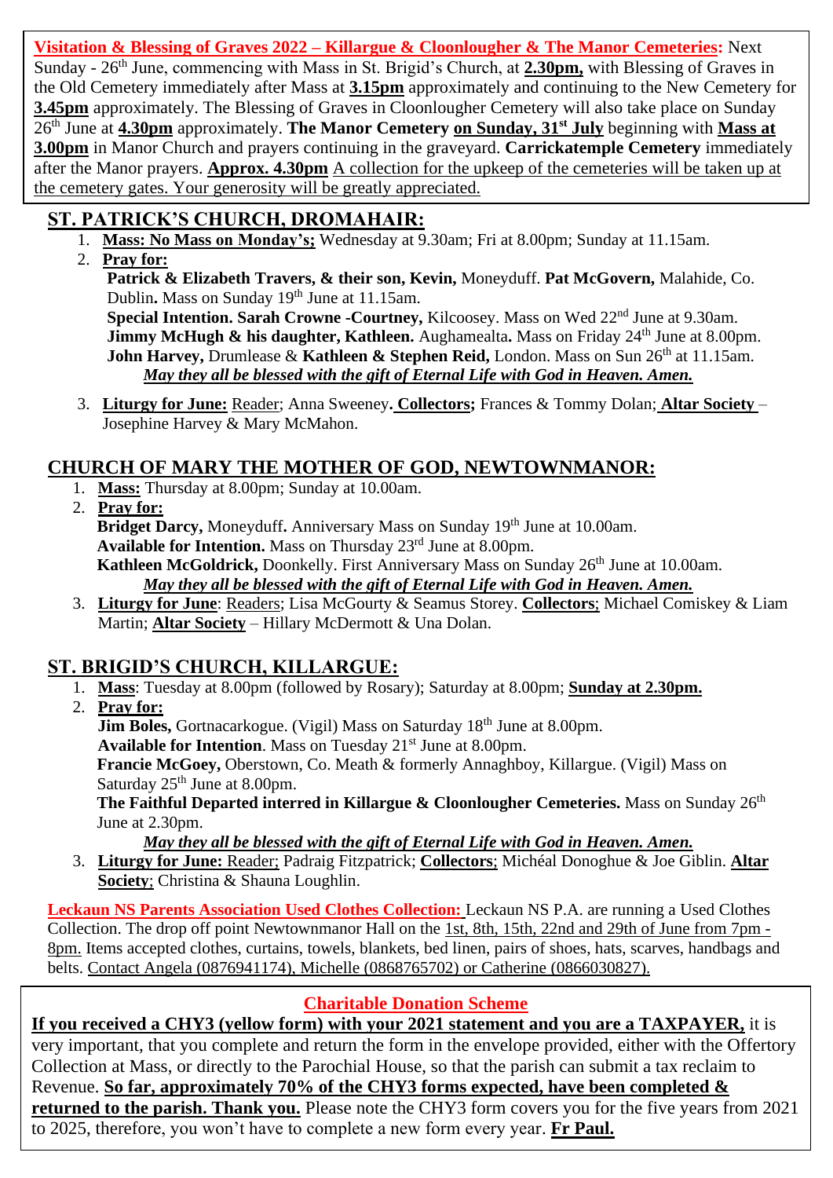**Visitation & Blessing of Graves 2022 – Killargue & Cloonlougher & The Manor Cemeteries:** Next Sunday - 26th June, commencing with Mass in St. Brigid's Church, at **2.30pm,** with Blessing of Graves in the Old Cemetery immediately after Mass at **3.15pm** approximately and continuing to the New Cemetery for **3.45pm** approximately. The Blessing of Graves in Cloonlougher Cemetery will also take place on Sunday 26th June at **4.30pm** approximately. **The Manor Cemetery on Sunday, 31st July** beginning with **Mass at 3.00pm** in Manor Church and prayers continuing in the graveyard. **Carrickatemple Cemetery** immediately after the Manor prayers. **Approx. 4.30pm** A collection for the upkeep of the cemeteries will be taken up at the cemetery gates. Your generosity will be greatly appreciated.

## ST. PATRICK'S CHURCH, DROMAHAIR:

1. **Mass: No Mass on Monday's;** Wednesday at 9.30am; Fri at 8.00pm; Sunday at 11.15am.
2. **Pray for:**
   **Patrick & Elizabeth Travers, & their son, Kevin,** Moneyduff. **Pat McGovern,** Malahide, Co. Dublin**.** Mass on Sunday 19th June at 11.15am.
   **Special Intention. Sarah Crowne -Courtney,** Kilcoosey. Mass on Wed 22nd June at 9.30am.
   **Jimmy McHugh & his daughter, Kathleen.** Aughamealta**.** Mass on Friday 24th June at 8.00pm.
   **John Harvey,** Drumlease & **Kathleen & Stephen Reid,** London. Mass on Sun 26th at 11.15am.
   ***May they all be blessed with the gift of Eternal Life with God in Heaven. Amen.***
3. **Liturgy for June:** Reader; Anna Sweeney**. Collectors;** Frances & Tommy Dolan; **Altar Society** – Josephine Harvey & Mary McMahon.

## CHURCH OF MARY THE MOTHER OF GOD, NEWTOWNMANOR:

1. **Mass:** Thursday at 8.00pm; Sunday at 10.00am.
2. **Pray for:**
   **Bridget Darcy,** Moneyduff**.** Anniversary Mass on Sunday 19th June at 10.00am.
   **Available for Intention.** Mass on Thursday 23rd June at 8.00pm.
   **Kathleen McGoldrick,** Doonkelly. First Anniversary Mass on Sunday 26th June at 10.00am.
   ***May they all be blessed with the gift of Eternal Life with God in Heaven. Amen.***
3. **Liturgy for June**: Readers; Lisa McGourty & Seamus Storey. **Collectors**; Michael Comiskey & Liam Martin; **Altar Society** – Hillary McDermott & Una Dolan.

## ST. BRIGID'S CHURCH, KILLARGUE:

1. **Mass**: Tuesday at 8.00pm (followed by Rosary); Saturday at 8.00pm; **Sunday at 2.30pm.**
2. **Pray for:**
   **Jim Boles,** Gortnacarkogue. (Vigil) Mass on Saturday 18th June at 8.00pm.
   **Available for Intention**. Mass on Tuesday 21st June at 8.00pm.
   **Francie McGoey,** Oberstown, Co. Meath & formerly Annaghboy, Killargue. (Vigil) Mass on Saturday 25th June at 8.00pm.
   **The Faithful Departed interred in Killargue & Cloonlougher Cemeteries.** Mass on Sunday 26th June at 2.30pm.
   ***May they all be blessed with the gift of Eternal Life with God in Heaven. Amen.***
3. **Liturgy for June:** Reader; Padraig Fitzpatrick; **Collectors**; Michéal Donoghue & Joe Giblin. **Altar Society**; Christina & Shauna Loughlin.

**Leckaun NS Parents Association Used Clothes Collection:** Leckaun NS P.A. are running a Used Clothes Collection. The drop off point Newtownmanor Hall on the 1st, 8th, 15th, 22nd and 29th of June from 7pm - 8pm. Items accepted clothes, curtains, towels, blankets, bed linen, pairs of shoes, hats, scarves, handbags and belts. Contact Angela (0876941174), Michelle (0868765702) or Catherine (0866030827).

**Charitable Donation Scheme**

**If you received a CHY3 (yellow form) with your 2021 statement and you are a TAXPAYER,** it is very important, that you complete and return the form in the envelope provided, either with the Offertory Collection at Mass, or directly to the Parochial House, so that the parish can submit a tax reclaim to Revenue. **So far, approximately 70% of the CHY3 forms expected, have been completed & returned to the parish. Thank you.** Please note the CHY3 form covers you for the five years from 2021 to 2025, therefore, you won't have to complete a new form every year. **Fr Paul.**